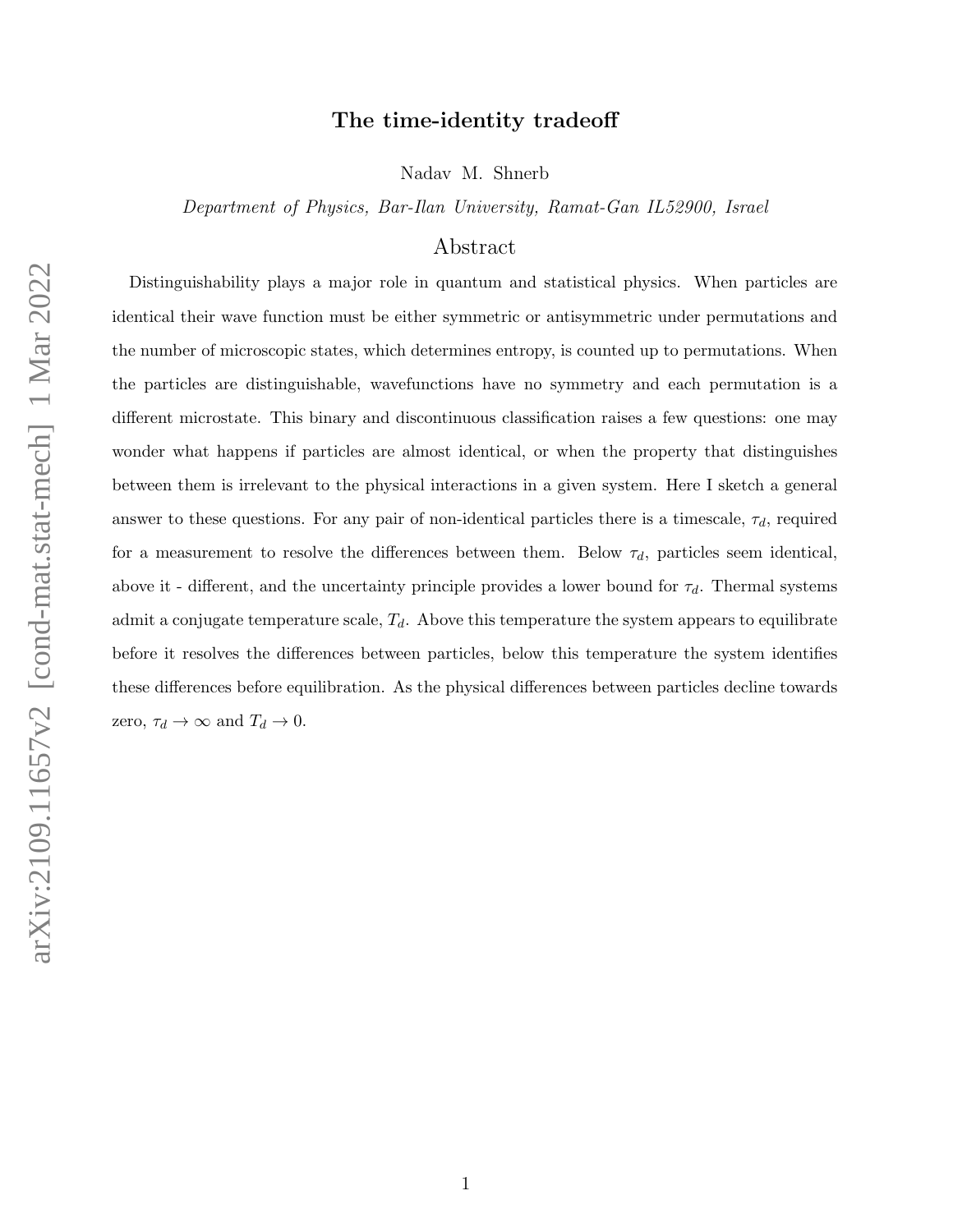# The time-identity tradeoff

Nadav M. Shnerb

*Department of Physics, Bar-Ilan University, Ramat-Gan IL52900, Israel*

## Abstract

Distinguishability plays a major role in quantum and statistical physics. When particles are identical their wave function must be either symmetric or antisymmetric under permutations and the number of microscopic states, which determines entropy, is counted up to permutations. When the particles are distinguishable, wavefunctions have no symmetry and each permutation is a different microstate. This binary and discontinuous classification raises a few questions: one may wonder what happens if particles are almost identical, or when the property that distinguishes between them is irrelevant to the physical interactions in a given system. Here I sketch a general answer to these questions. For any pair of non-identical particles there is a timescale, $\tau_d$, required for a measurement to resolve the differences between them. Below $\tau_d$, particles seem identical, above it - different, and the uncertainty principle provides a lower bound for $\tau_d$. Thermal systems admit a conjugate temperature scale, $T_d$. Above this temperature the system appears to equilibrate before it resolves the differences between particles, below this temperature the system identifies these differences before equilibration. As the physical differences between particles decline towards zero, $\tau_d \to \infty$ and $T_d \to 0$.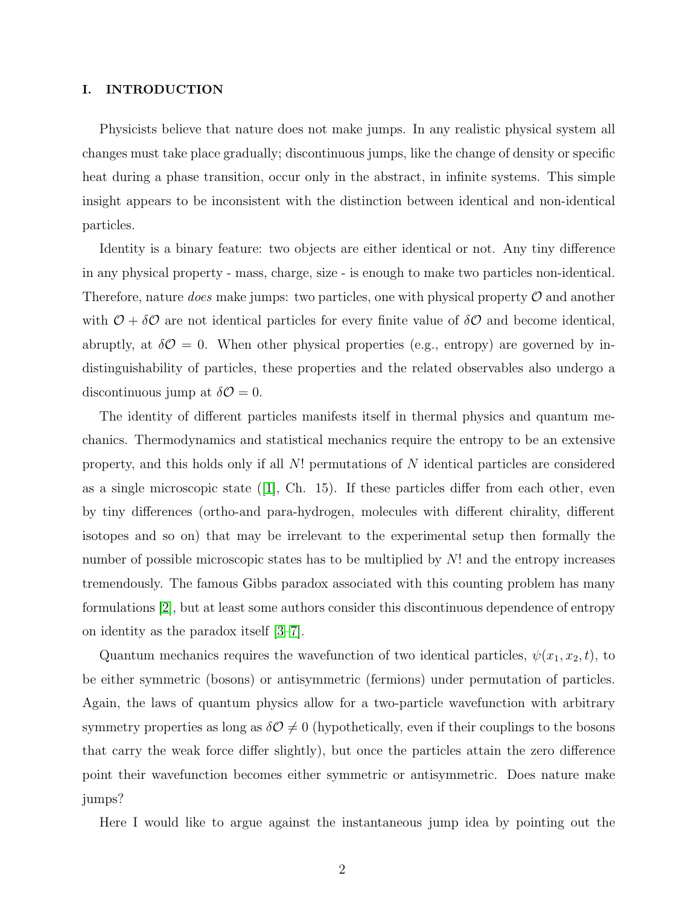## I. INTRODUCTION

Physicists believe that nature does not make jumps. In any realistic physical system all changes must take place gradually; discontinuous jumps, like the change of density or specific heat during a phase transition, occur only in the abstract, in infinite systems. This simple insight appears to be inconsistent with the distinction between identical and non-identical particles.

Identity is a binary feature: two objects are either identical or not. Any tiny difference in any physical property - mass, charge, size - is enough to make two particles non-identical. Therefore, nature *does* make jumps: two particles, one with physical property $\mathcal{O}$ and another with $\mathcal{O} + \delta\mathcal{O}$ are not identical particles for every finite value of $\delta\mathcal{O}$ and become identical, abruptly, at $\delta\mathcal{O} = 0$. When other physical properties (e.g., entropy) are governed by indistinguishability of particles, these properties and the related observables also undergo a discontinuous jump at $\delta\mathcal{O} = 0$.

The identity of different particles manifests itself in thermal physics and quantum mechanics. Thermodynamics and statistical mechanics require the entropy to be an extensive property, and this holds only if all $N!$ permutations of $N$ identical particles are considered as a single microscopic state ([1], Ch. 15). If these particles differ from each other, even by tiny differences (ortho-and para-hydrogen, molecules with different chirality, different isotopes and so on) that may be irrelevant to the experimental setup then formally the number of possible microscopic states has to be multiplied by $N!$ and the entropy increases tremendously. The famous Gibbs paradox associated with this counting problem has many formulations [2], but at least some authors consider this discontinuous dependence of entropy on identity as the paradox itself [3–7].

Quantum mechanics requires the wavefunction of two identical particles, $\psi(x_1, x_2, t)$, to be either symmetric (bosons) or antisymmetric (fermions) under permutation of particles. Again, the laws of quantum physics allow for a two-particle wavefunction with arbitrary symmetry properties as long as $\delta\mathcal{O} \neq 0$ (hypothetically, even if their couplings to the bosons that carry the weak force differ slightly), but once the particles attain the zero difference point their wavefunction becomes either symmetric or antisymmetric. Does nature make jumps?

Here I would like to argue against the instantaneous jump idea by pointing out the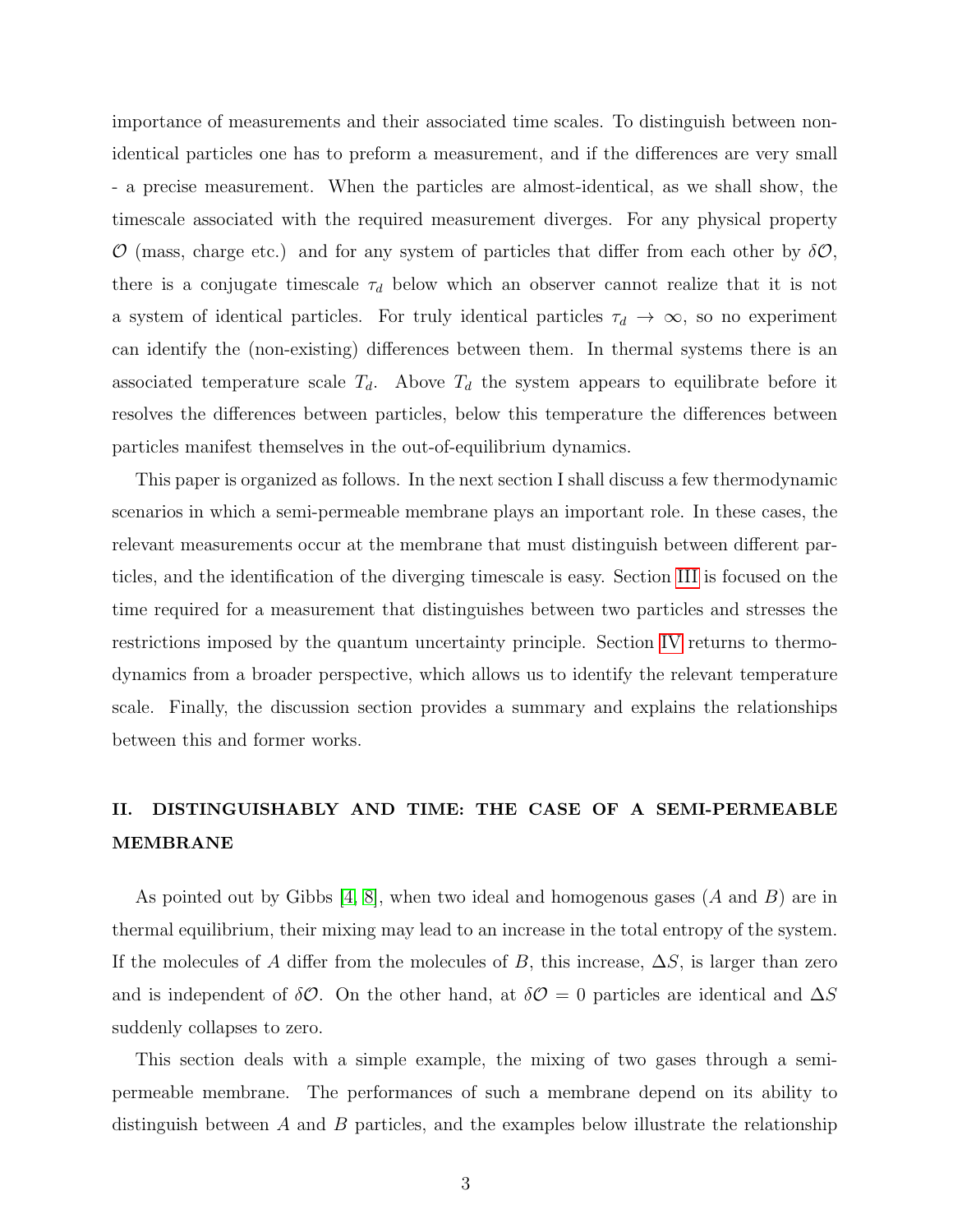importance of measurements and their associated time scales. To distinguish between non-identical particles one has to preform a measurement, and if the differences are very small - a precise measurement. When the particles are almost-identical, as we shall show, the timescale associated with the required measurement diverges. For any physical property $\mathcal{O}$ (mass, charge etc.) and for any system of particles that differ from each other by $\delta\mathcal{O}$, there is a conjugate timescale $\tau_d$ below which an observer cannot realize that it is not a system of identical particles. For truly identical particles $\tau_d \to \infty$, so no experiment can identify the (non-existing) differences between them. In thermal systems there is an associated temperature scale $T_d$. Above $T_d$ the system appears to equilibrate before it resolves the differences between particles, below this temperature the differences between particles manifest themselves in the out-of-equilibrium dynamics.

This paper is organized as follows. In the next section I shall discuss a few thermodynamic scenarios in which a semi-permeable membrane plays an important role. In these cases, the relevant measurements occur at the membrane that must distinguish between different particles, and the identification of the diverging timescale is easy. Section III is focused on the time required for a measurement that distinguishes between two particles and stresses the restrictions imposed by the quantum uncertainty principle. Section IV returns to thermodynamics from a broader perspective, which allows us to identify the relevant temperature scale. Finally, the discussion section provides a summary and explains the relationships between this and former works.

## II. DISTINGUISHABLY AND TIME: THE CASE OF A SEMI-PERMEABLE MEMBRANE

As pointed out by Gibbs [4, 8], when two ideal and homogenous gases ($A$ and $B$) are in thermal equilibrium, their mixing may lead to an increase in the total entropy of the system. If the molecules of $A$ differ from the molecules of $B$, this increase, $\Delta S$, is larger than zero and is independent of $\delta\mathcal{O}$. On the other hand, at $\delta\mathcal{O} = 0$ particles are identical and $\Delta S$ suddenly collapses to zero.

This section deals with a simple example, the mixing of two gases through a semi-permeable membrane. The performances of such a membrane depend on its ability to distinguish between $A$ and $B$ particles, and the examples below illustrate the relationship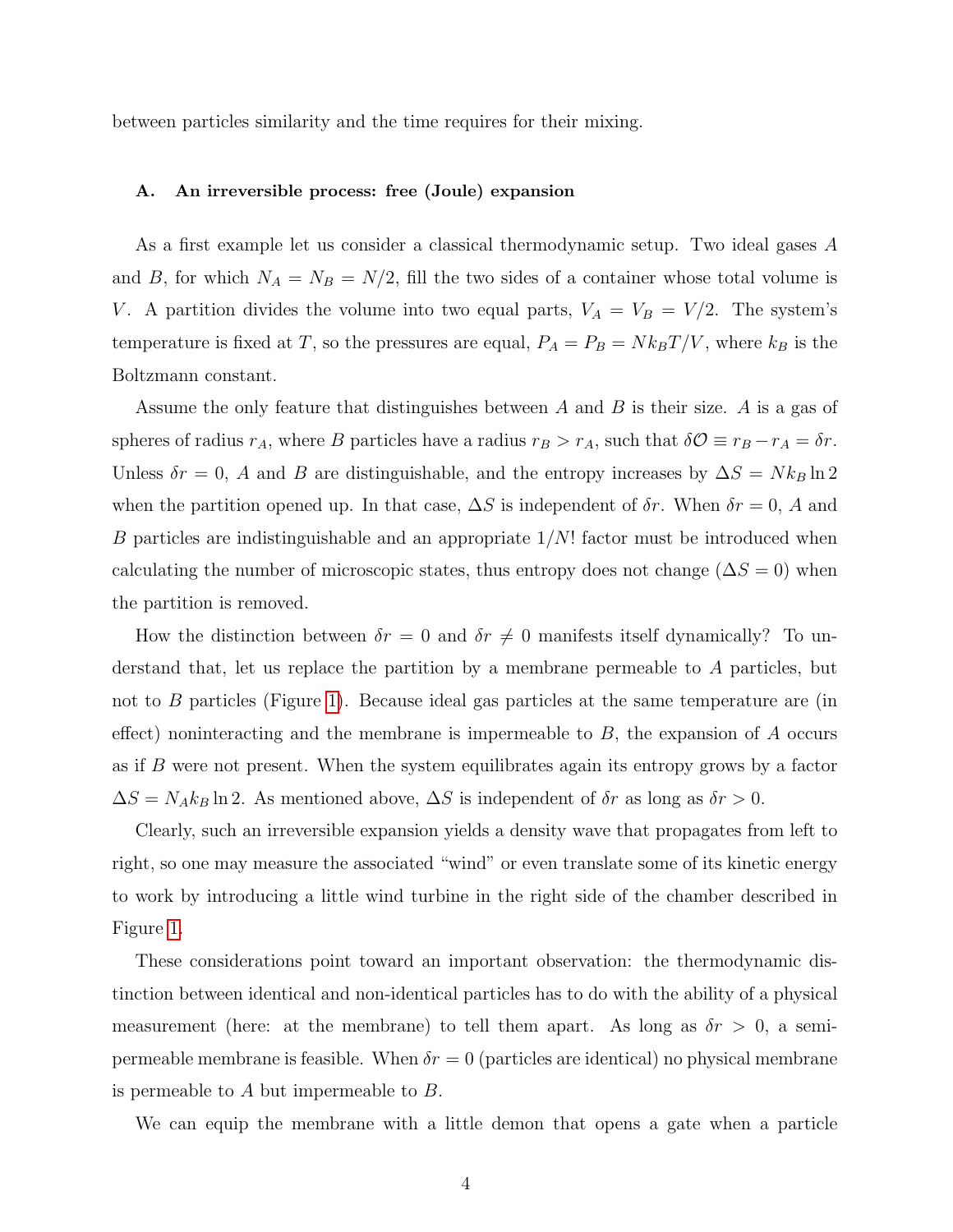between particles similarity and the time requires for their mixing.

### A. An irreversible process: free (Joule) expansion

As a first example let us consider a classical thermodynamic setup. Two ideal gases $A$ and $B$, for which $N_A = N_B = N/2$, fill the two sides of a container whose total volume is $V$. A partition divides the volume into two equal parts, $V_A = V_B = V/2$. The system's temperature is fixed at $T$, so the pressures are equal, $P_A = P_B = Nk_BT/V$, where $k_B$ is the Boltzmann constant.

Assume the only feature that distinguishes between $A$ and $B$ is their size. $A$ is a gas of spheres of radius $r_A$, where $B$ particles have a radius $r_B > r_A$, such that $\delta\mathcal{O} \equiv r_B - r_A = \delta r$. Unless $\delta r = 0$, $A$ and $B$ are distinguishable, and the entropy increases by $\Delta S = Nk_B \ln 2$ when the partition opened up. In that case, $\Delta S$ is independent of $\delta r$. When $\delta r = 0$, $A$ and $B$ particles are indistinguishable and an appropriate $1/N!$ factor must be introduced when calculating the number of microscopic states, thus entropy does not change ($\Delta S = 0$) when the partition is removed.

How the distinction between $\delta r = 0$ and $\delta r \neq 0$ manifests itself dynamically? To understand that, let us replace the partition by a membrane permeable to $A$ particles, but not to $B$ particles (Figure 1). Because ideal gas particles at the same temperature are (in effect) noninteracting and the membrane is impermeable to $B$, the expansion of $A$ occurs as if $B$ were not present. When the system equilibrates again its entropy grows by a factor $\Delta S = N_A k_B \ln 2$. As mentioned above, $\Delta S$ is independent of $\delta r$ as long as $\delta r > 0$.

Clearly, such an irreversible expansion yields a density wave that propagates from left to right, so one may measure the associated "wind" or even translate some of its kinetic energy to work by introducing a little wind turbine in the right side of the chamber described in Figure 1.

These considerations point toward an important observation: the thermodynamic distinction between identical and non-identical particles has to do with the ability of a physical measurement (here: at the membrane) to tell them apart. As long as $\delta r > 0$, a semi-permeable membrane is feasible. When $\delta r = 0$ (particles are identical) no physical membrane is permeable to $A$ but impermeable to $B$.

We can equip the membrane with a little demon that opens a gate when a particle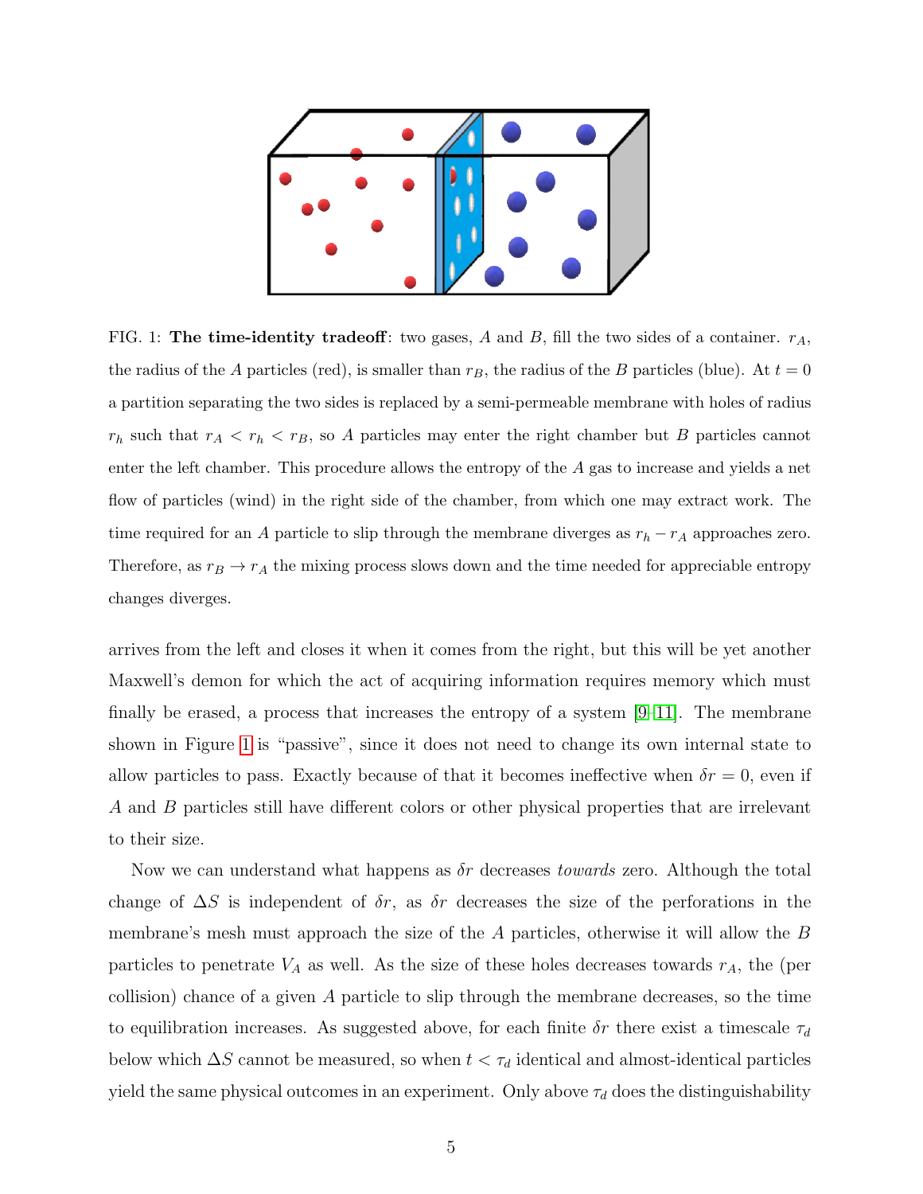FIG. 1: **The time-identity tradeoff**: two gases, $A$ and $B$, fill the two sides of a container. $r_A$, the radius of the $A$ particles (red), is smaller than $r_B$, the radius of the $B$ particles (blue). At $t = 0$ a partition separating the two sides is replaced by a semi-permeable membrane with holes of radius $r_h$ such that $r_A < r_h < r_B$, so $A$ particles may enter the right chamber but $B$ particles cannot enter the left chamber. This procedure allows the entropy of the $A$ gas to increase and yields a net flow of particles (wind) in the right side of the chamber, from which one may extract work. The time required for an $A$ particle to slip through the membrane diverges as $r_h - r_A$ approaches zero. Therefore, as $r_B \to r_A$ the mixing process slows down and the time needed for appreciable entropy changes diverges.

arrives from the left and closes it when it comes from the right, but this will be yet another Maxwell's demon for which the act of acquiring information requires memory which must finally be erased, a process that increases the entropy of a system [9–11]. The membrane shown in Figure 1 is "passive", since it does not need to change its own internal state to allow particles to pass. Exactly because of that it becomes ineffective when $\delta r = 0$, even if $A$ and $B$ particles still have different colors or other physical properties that are irrelevant to their size.

Now we can understand what happens as $\delta r$ decreases *towards* zero. Although the total change of $\Delta S$ is independent of $\delta r$, as $\delta r$ decreases the size of the perforations in the membrane's mesh must approach the size of the $A$ particles, otherwise it will allow the $B$ particles to penetrate $V_A$ as well. As the size of these holes decreases towards $r_A$, the (per collision) chance of a given $A$ particle to slip through the membrane decreases, so the time to equilibration increases. As suggested above, for each finite $\delta r$ there exist a timescale $\tau_d$ below which $\Delta S$ cannot be measured, so when $t < \tau_d$ identical and almost-identical particles yield the same physical outcomes in an experiment. Only above $\tau_d$ does the distinguishability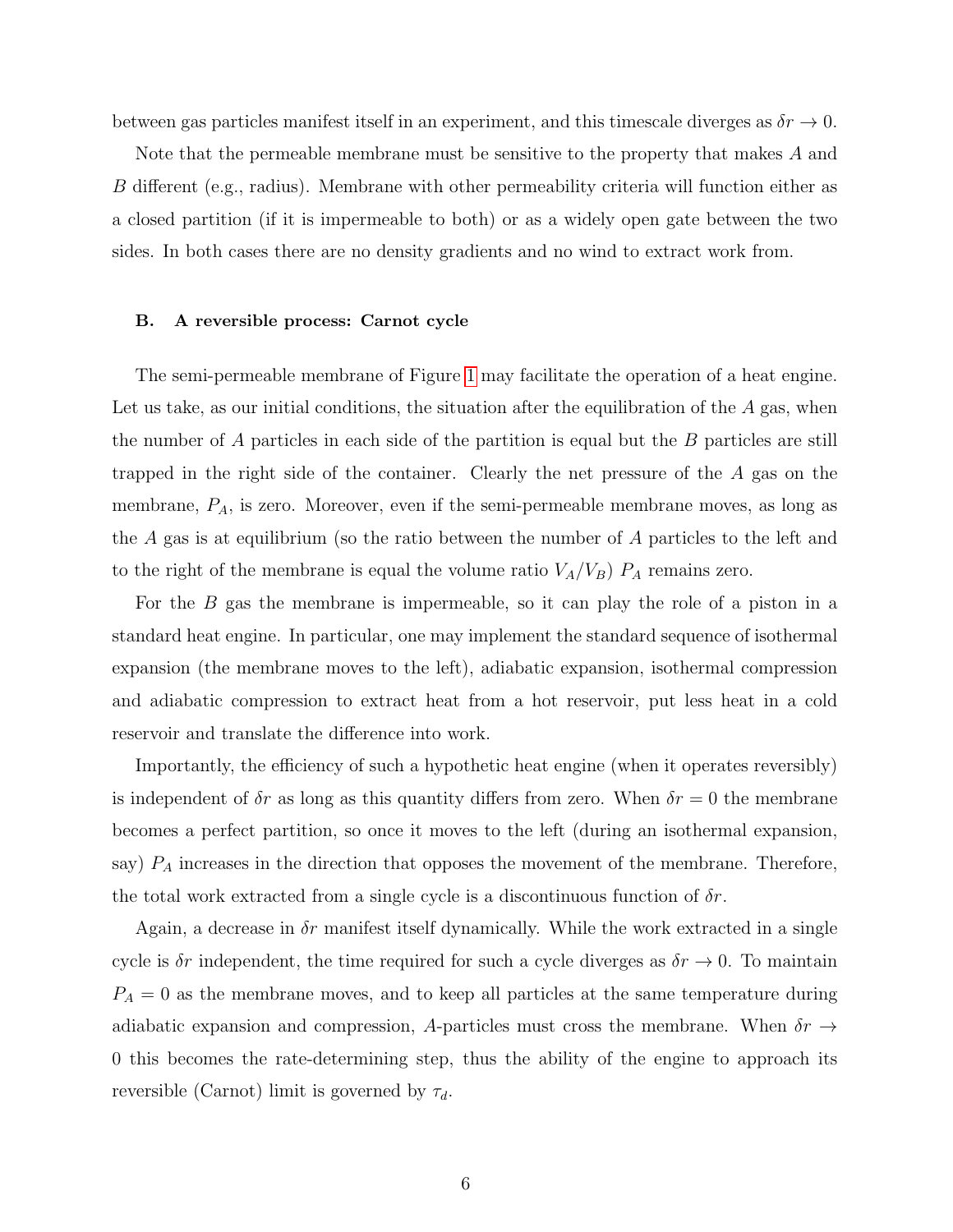between gas particles manifest itself in an experiment, and this timescale diverges as $\delta r \to 0$.

Note that the permeable membrane must be sensitive to the property that makes $A$ and $B$ different (e.g., radius). Membrane with other permeability criteria will function either as a closed partition (if it is impermeable to both) or as a widely open gate between the two sides. In both cases there are no density gradients and no wind to extract work from.

### B. A reversible process: Carnot cycle

The semi-permeable membrane of Figure 1 may facilitate the operation of a heat engine. Let us take, as our initial conditions, the situation after the equilibration of the $A$ gas, when the number of $A$ particles in each side of the partition is equal but the $B$ particles are still trapped in the right side of the container. Clearly the net pressure of the $A$ gas on the membrane, $P_A$, is zero. Moreover, even if the semi-permeable membrane moves, as long as the $A$ gas is at equilibrium (so the ratio between the number of $A$ particles to the left and to the right of the membrane is equal the volume ratio $V_A/V_B$) $P_A$ remains zero.

For the $B$ gas the membrane is impermeable, so it can play the role of a piston in a standard heat engine. In particular, one may implement the standard sequence of isothermal expansion (the membrane moves to the left), adiabatic expansion, isothermal compression and adiabatic compression to extract heat from a hot reservoir, put less heat in a cold reservoir and translate the difference into work.

Importantly, the efficiency of such a hypothetic heat engine (when it operates reversibly) is independent of $\delta r$ as long as this quantity differs from zero. When $\delta r = 0$ the membrane becomes a perfect partition, so once it moves to the left (during an isothermal expansion, say) $P_A$ increases in the direction that opposes the movement of the membrane. Therefore, the total work extracted from a single cycle is a discontinuous function of $\delta r$.

Again, a decrease in $\delta r$ manifest itself dynamically. While the work extracted in a single cycle is $\delta r$ independent, the time required for such a cycle diverges as $\delta r \to 0$. To maintain $P_A = 0$ as the membrane moves, and to keep all particles at the same temperature during adiabatic expansion and compression, $A$-particles must cross the membrane. When $\delta r \to 0$ this becomes the rate-determining step, thus the ability of the engine to approach its reversible (Carnot) limit is governed by $\tau_d$.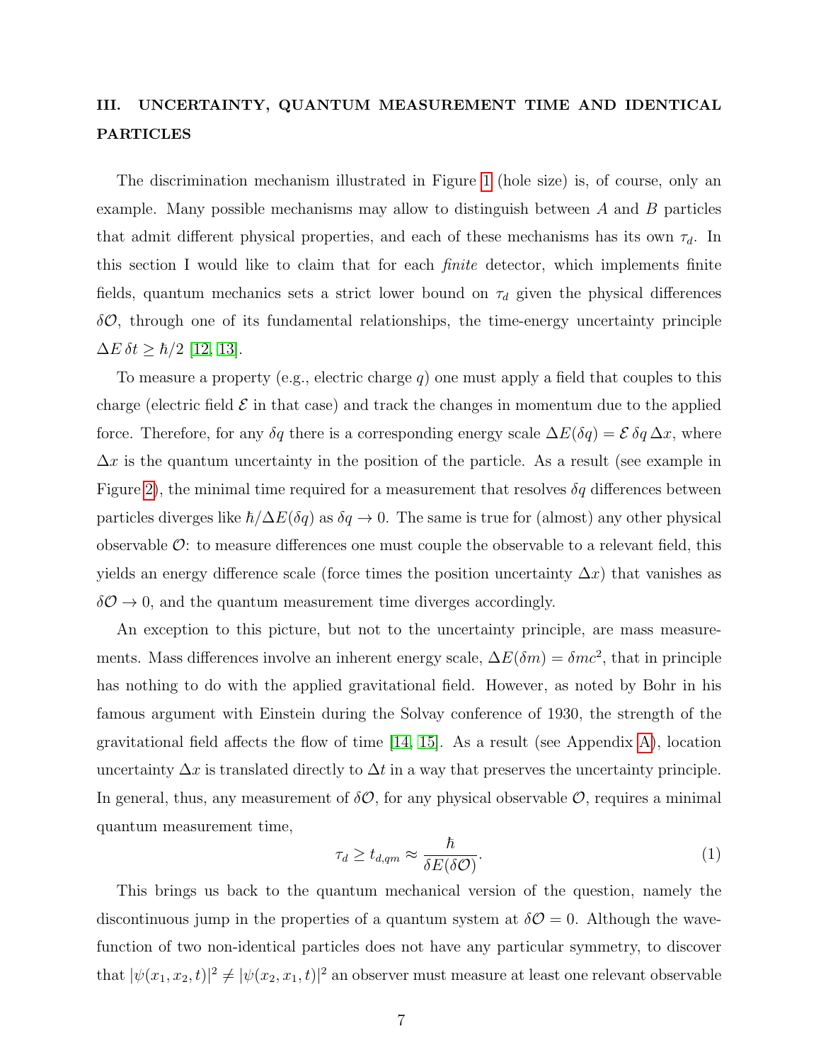## III. UNCERTAINTY, QUANTUM MEASUREMENT TIME AND IDENTICAL PARTICLES

The discrimination mechanism illustrated in Figure 1 (hole size) is, of course, only an example. Many possible mechanisms may allow to distinguish between $A$ and $B$ particles that admit different physical properties, and each of these mechanisms has its own $\tau_d$. In this section I would like to claim that for each *finite* detector, which implements finite fields, quantum mechanics sets a strict lower bound on $\tau_d$ given the physical differences $\delta\mathcal{O}$, through one of its fundamental relationships, the time-energy uncertainty principle $\Delta E\,\delta t \geq \hbar/2$ [12, 13].

To measure a property (e.g., electric charge $q$) one must apply a field that couples to this charge (electric field $\mathcal{E}$ in that case) and track the changes in momentum due to the applied force. Therefore, for any $\delta q$ there is a corresponding energy scale $\Delta E(\delta q) = \mathcal{E}\,\delta q\,\Delta x$, where $\Delta x$ is the quantum uncertainty in the position of the particle. As a result (see example in Figure 2), the minimal time required for a measurement that resolves $\delta q$ differences between particles diverges like $\hbar/\Delta E(\delta q)$ as $\delta q \to 0$. The same is true for (almost) any other physical observable $\mathcal{O}$: to measure differences one must couple the observable to a relevant field, this yields an energy difference scale (force times the position uncertainty $\Delta x$) that vanishes as $\delta\mathcal{O} \to 0$, and the quantum measurement time diverges accordingly.

An exception to this picture, but not to the uncertainty principle, are mass measurements. Mass differences involve an inherent energy scale, $\Delta E(\delta m) = \delta m c^2$, that in principle has nothing to do with the applied gravitational field. However, as noted by Bohr in his famous argument with Einstein during the Solvay conference of 1930, the strength of the gravitational field affects the flow of time [14, 15]. As a result (see Appendix A), location uncertainty $\Delta x$ is translated directly to $\Delta t$ in a way that preserves the uncertainty principle. In general, thus, any measurement of $\delta\mathcal{O}$, for any physical observable $\mathcal{O}$, requires a minimal quantum measurement time,

$$\tau_d \geq t_{d,qm} \approx \frac{\hbar}{\delta E(\delta\mathcal{O})}. \tag{1}$$

This brings us back to the quantum mechanical version of the question, namely the discontinuous jump in the properties of a quantum system at $\delta\mathcal{O} = 0$. Although the wavefunction of two non-identical particles does not have any particular symmetry, to discover that $|\psi(x_1, x_2, t)|^2 \neq |\psi(x_2, x_1, t)|^2$ an observer must measure at least one relevant observable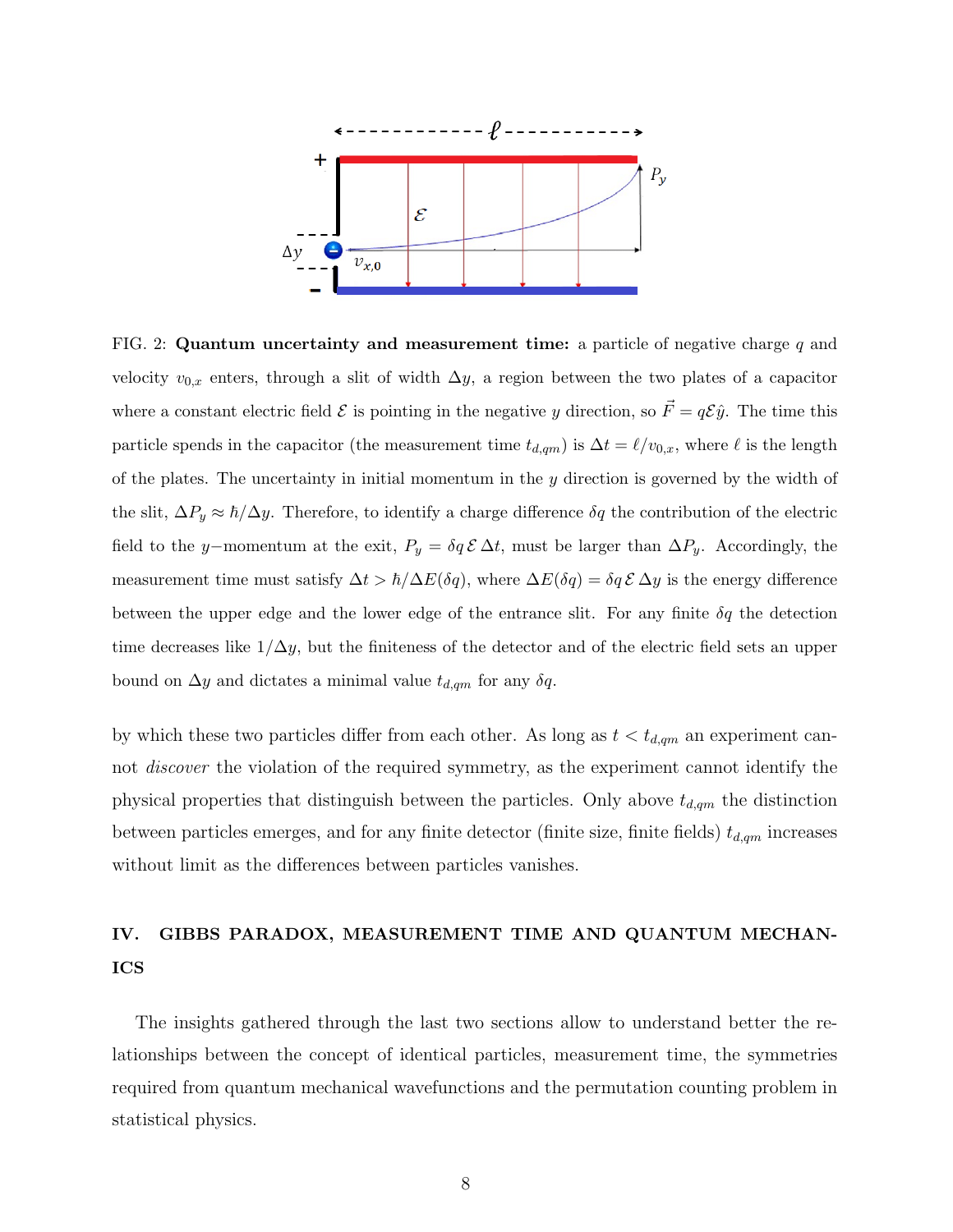FIG. 2: **Quantum uncertainty and measurement time:** a particle of negative charge $q$ and velocity $v_{0,x}$ enters, through a slit of width $\Delta y$, a region between the two plates of a capacitor where a constant electric field $\mathcal{E}$ is pointing in the negative $y$ direction, so $\vec{F} = q\mathcal{E}\hat{y}$. The time this particle spends in the capacitor (the measurement time $t_{d,qm}$) is $\Delta t = \ell/v_{0,x}$, where $\ell$ is the length of the plates. The uncertainty in initial momentum in the $y$ direction is governed by the width of the slit, $\Delta P_y \approx \hbar/\Delta y$. Therefore, to identify a charge difference $\delta q$ the contribution of the electric field to the $y-$momentum at the exit, $P_y = \delta q\, \mathcal{E}\, \Delta t$, must be larger than $\Delta P_y$. Accordingly, the measurement time must satisfy $\Delta t > \hbar/\Delta E(\delta q)$, where $\Delta E(\delta q) = \delta q\, \mathcal{E}\, \Delta y$ is the energy difference between the upper edge and the lower edge of the entrance slit. For any finite $\delta q$ the detection time decreases like $1/\Delta y$, but the finiteness of the detector and of the electric field sets an upper bound on $\Delta y$ and dictates a minimal value $t_{d,qm}$ for any $\delta q$.

by which these two particles differ from each other. As long as $t < t_{d,qm}$ an experiment cannot *discover* the violation of the required symmetry, as the experiment cannot identify the physical properties that distinguish between the particles. Only above $t_{d,qm}$ the distinction between particles emerges, and for any finite detector (finite size, finite fields) $t_{d,qm}$ increases without limit as the differences between particles vanishes.

## IV. GIBBS PARADOX, MEASUREMENT TIME AND QUANTUM MECHANICS

The insights gathered through the last two sections allow to understand better the relationships between the concept of identical particles, measurement time, the symmetries required from quantum mechanical wavefunctions and the permutation counting problem in statistical physics.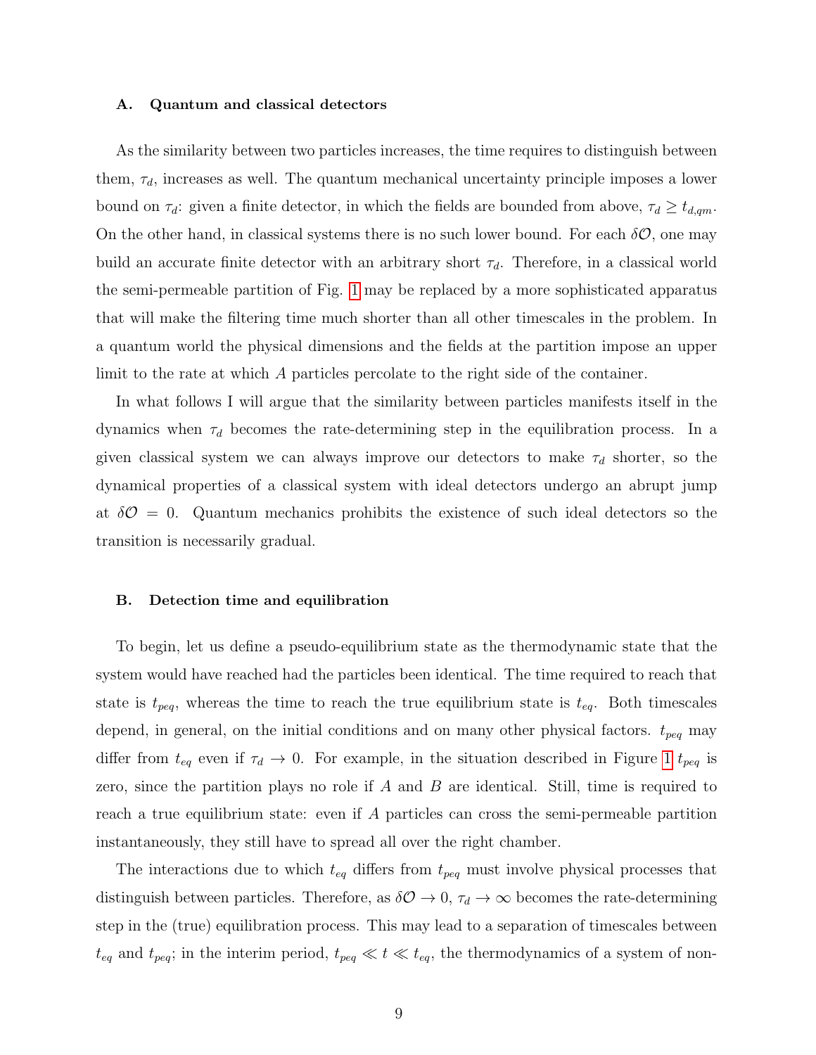### A. Quantum and classical detectors

As the similarity between two particles increases, the time requires to distinguish between them, $\tau_d$, increases as well. The quantum mechanical uncertainty principle imposes a lower bound on $\tau_d$: given a finite detector, in which the fields are bounded from above, $\tau_d \geq t_{d,qm}$. On the other hand, in classical systems there is no such lower bound. For each $\delta\mathcal{O}$, one may build an accurate finite detector with an arbitrary short $\tau_d$. Therefore, in a classical world the semi-permeable partition of Fig. 1 may be replaced by a more sophisticated apparatus that will make the filtering time much shorter than all other timescales in the problem. In a quantum world the physical dimensions and the fields at the partition impose an upper limit to the rate at which $A$ particles percolate to the right side of the container.

In what follows I will argue that the similarity between particles manifests itself in the dynamics when $\tau_d$ becomes the rate-determining step in the equilibration process. In a given classical system we can always improve our detectors to make $\tau_d$ shorter, so the dynamical properties of a classical system with ideal detectors undergo an abrupt jump at $\delta\mathcal{O} = 0$. Quantum mechanics prohibits the existence of such ideal detectors so the transition is necessarily gradual.

### B. Detection time and equilibration

To begin, let us define a pseudo-equilibrium state as the thermodynamic state that the system would have reached had the particles been identical. The time required to reach that state is $t_{peq}$, whereas the time to reach the true equilibrium state is $t_{eq}$. Both timescales depend, in general, on the initial conditions and on many other physical factors. $t_{peq}$ may differ from $t_{eq}$ even if $\tau_d \to 0$. For example, in the situation described in Figure 1 $t_{peq}$ is zero, since the partition plays no role if $A$ and $B$ are identical. Still, time is required to reach a true equilibrium state: even if $A$ particles can cross the semi-permeable partition instantaneously, they still have to spread all over the right chamber.

The interactions due to which $t_{eq}$ differs from $t_{peq}$ must involve physical processes that distinguish between particles. Therefore, as $\delta\mathcal{O} \to 0$, $\tau_d \to \infty$ becomes the rate-determining step in the (true) equilibration process. This may lead to a separation of timescales between $t_{eq}$ and $t_{peq}$; in the interim period, $t_{peq} \ll t \ll t_{eq}$, the thermodynamics of a system of non-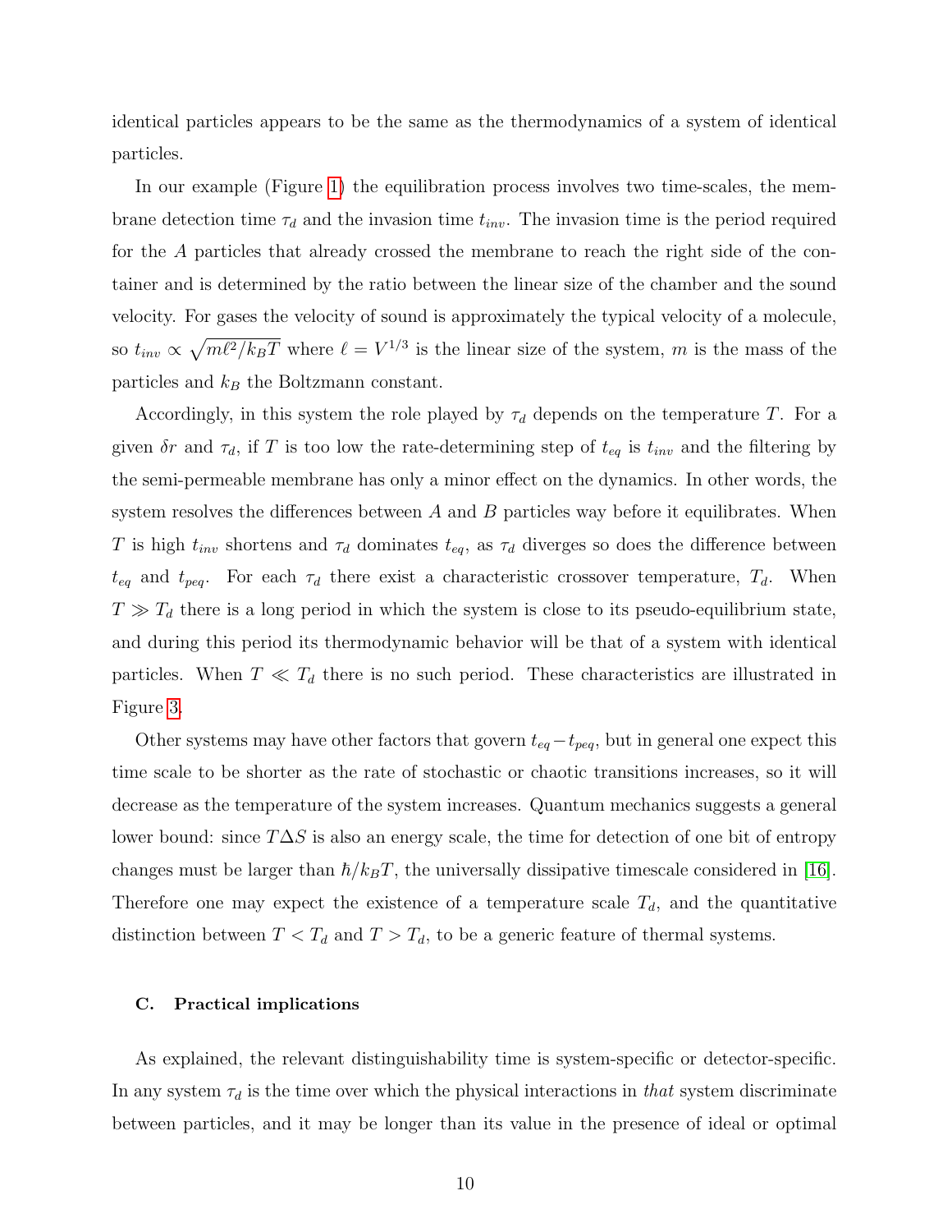identical particles appears to be the same as the thermodynamics of a system of identical particles.

In our example (Figure 1) the equilibration process involves two time-scales, the membrane detection time $\tau_d$ and the invasion time $t_{inv}$. The invasion time is the period required for the $A$ particles that already crossed the membrane to reach the right side of the container and is determined by the ratio between the linear size of the chamber and the sound velocity. For gases the velocity of sound is approximately the typical velocity of a molecule, so $t_{inv} \propto \sqrt{m\ell^2/k_B T}$ where $\ell = V^{1/3}$ is the linear size of the system, $m$ is the mass of the particles and $k_B$ the Boltzmann constant.

Accordingly, in this system the role played by $\tau_d$ depends on the temperature $T$. For a given $\delta r$ and $\tau_d$, if $T$ is too low the rate-determining step of $t_{eq}$ is $t_{inv}$ and the filtering by the semi-permeable membrane has only a minor effect on the dynamics. In other words, the system resolves the differences between $A$ and $B$ particles way before it equilibrates. When $T$ is high $t_{inv}$ shortens and $\tau_d$ dominates $t_{eq}$, as $\tau_d$ diverges so does the difference between $t_{eq}$ and $t_{peq}$. For each $\tau_d$ there exist a characteristic crossover temperature, $T_d$. When $T \gg T_d$ there is a long period in which the system is close to its pseudo-equilibrium state, and during this period its thermodynamic behavior will be that of a system with identical particles. When $T \ll T_d$ there is no such period. These characteristics are illustrated in Figure 3.

Other systems may have other factors that govern $t_{eq} - t_{peq}$, but in general one expect this time scale to be shorter as the rate of stochastic or chaotic transitions increases, so it will decrease as the temperature of the system increases. Quantum mechanics suggests a general lower bound: since $T\Delta S$ is also an energy scale, the time for detection of one bit of entropy changes must be larger than $\hbar/k_B T$, the universally dissipative timescale considered in [16]. Therefore one may expect the existence of a temperature scale $T_d$, and the quantitative distinction between $T < T_d$ and $T > T_d$, to be a generic feature of thermal systems.

### C. Practical implications

As explained, the relevant distinguishability time is system-specific or detector-specific. In any system $\tau_d$ is the time over which the physical interactions in *that* system discriminate between particles, and it may be longer than its value in the presence of ideal or optimal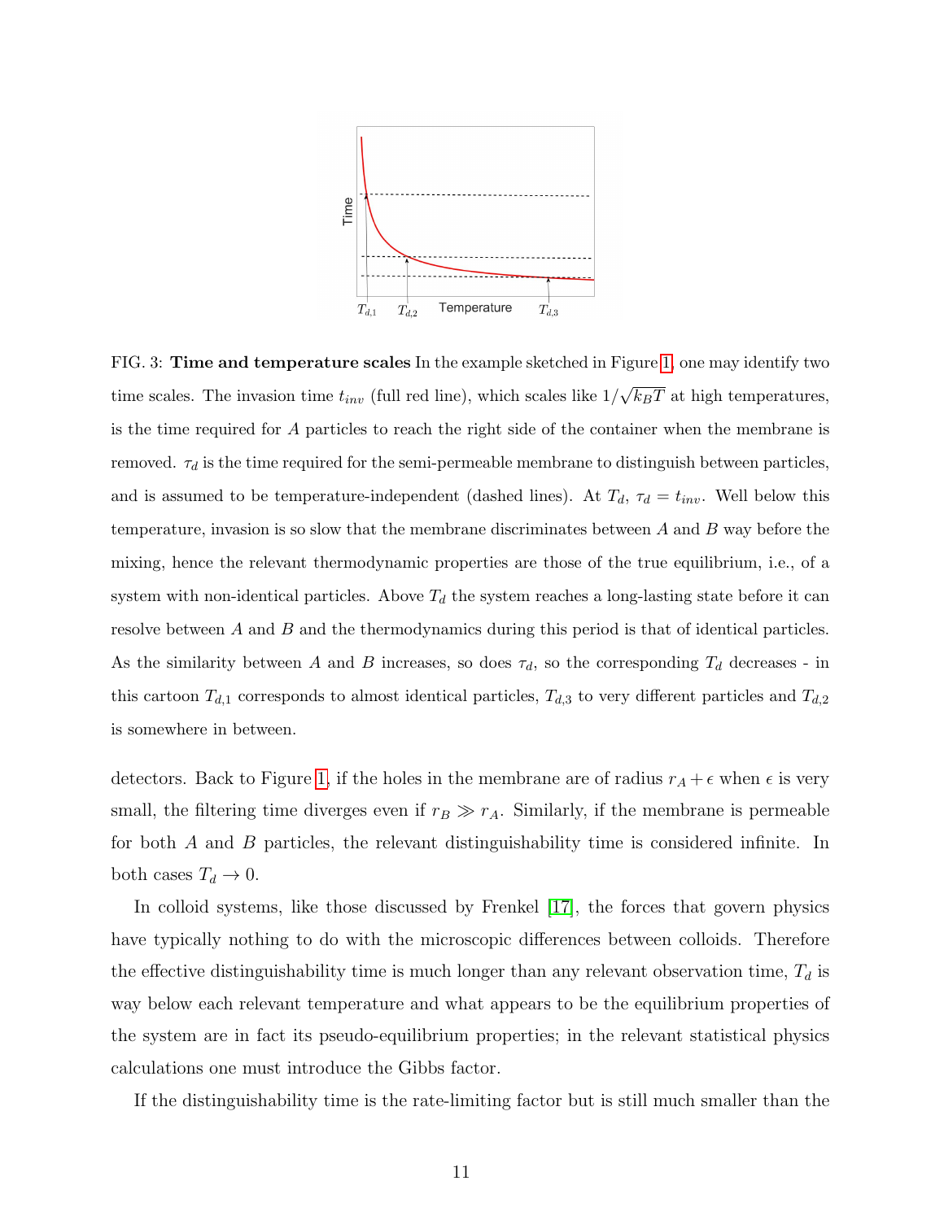FIG. 3: **Time and temperature scales** In the example sketched in Figure 1, one may identify two time scales. The invasion time $t_{inv}$ (full red line), which scales like $1/\sqrt{k_B T}$ at high temperatures, is the time required for $A$ particles to reach the right side of the container when the membrane is removed. $\tau_d$ is the time required for the semi-permeable membrane to distinguish between particles, and is assumed to be temperature-independent (dashed lines). At $T_d$, $\tau_d = t_{inv}$. Well below this temperature, invasion is so slow that the membrane discriminates between $A$ and $B$ way before the mixing, hence the relevant thermodynamic properties are those of the true equilibrium, i.e., of a system with non-identical particles. Above $T_d$ the system reaches a long-lasting state before it can resolve between $A$ and $B$ and the thermodynamics during this period is that of identical particles. As the similarity between $A$ and $B$ increases, so does $\tau_d$, so the corresponding $T_d$ decreases - in this cartoon $T_{d,1}$ corresponds to almost identical particles, $T_{d,3}$ to very different particles and $T_{d,2}$ is somewhere in between.

detectors. Back to Figure 1, if the holes in the membrane are of radius $r_A + \epsilon$ when $\epsilon$ is very small, the filtering time diverges even if $r_B \gg r_A$. Similarly, if the membrane is permeable for both $A$ and $B$ particles, the relevant distinguishability time is considered infinite. In both cases $T_d \to 0$.

In colloid systems, like those discussed by Frenkel [17], the forces that govern physics have typically nothing to do with the microscopic differences between colloids. Therefore the effective distinguishability time is much longer than any relevant observation time, $T_d$ is way below each relevant temperature and what appears to be the equilibrium properties of the system are in fact its pseudo-equilibrium properties; in the relevant statistical physics calculations one must introduce the Gibbs factor.

If the distinguishability time is the rate-limiting factor but is still much smaller than the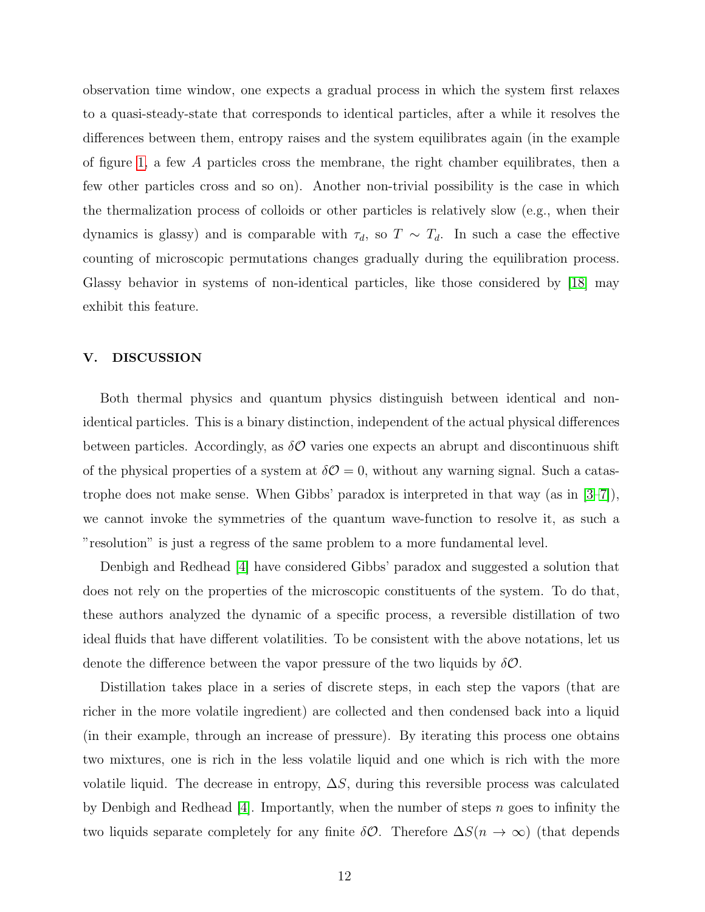observation time window, one expects a gradual process in which the system first relaxes to a quasi-steady-state that corresponds to identical particles, after a while it resolves the differences between them, entropy raises and the system equilibrates again (in the example of figure 1, a few $A$ particles cross the membrane, the right chamber equilibrates, then a few other particles cross and so on). Another non-trivial possibility is the case in which the thermalization process of colloids or other particles is relatively slow (e.g., when their dynamics is glassy) and is comparable with $\tau_d$, so $T \sim T_d$. In such a case the effective counting of microscopic permutations changes gradually during the equilibration process. Glassy behavior in systems of non-identical particles, like those considered by [18] may exhibit this feature.

## V. DISCUSSION

Both thermal physics and quantum physics distinguish between identical and non-identical particles. This is a binary distinction, independent of the actual physical differences between particles. Accordingly, as $\delta\mathcal{O}$ varies one expects an abrupt and discontinuous shift of the physical properties of a system at $\delta\mathcal{O} = 0$, without any warning signal. Such a catastrophe does not make sense. When Gibbs' paradox is interpreted in that way (as in [3–7]), we cannot invoke the symmetries of the quantum wave-function to resolve it, as such a "resolution" is just a regress of the same problem to a more fundamental level.

Denbigh and Redhead [4] have considered Gibbs' paradox and suggested a solution that does not rely on the properties of the microscopic constituents of the system. To do that, these authors analyzed the dynamic of a specific process, a reversible distillation of two ideal fluids that have different volatilities. To be consistent with the above notations, let us denote the difference between the vapor pressure of the two liquids by $\delta\mathcal{O}$.

Distillation takes place in a series of discrete steps, in each step the vapors (that are richer in the more volatile ingredient) are collected and then condensed back into a liquid (in their example, through an increase of pressure). By iterating this process one obtains two mixtures, one is rich in the less volatile liquid and one which is rich with the more volatile liquid. The decrease in entropy, $\Delta S$, during this reversible process was calculated by Denbigh and Redhead [4]. Importantly, when the number of steps $n$ goes to infinity the two liquids separate completely for any finite $\delta\mathcal{O}$. Therefore $\Delta S(n \to \infty)$ (that depends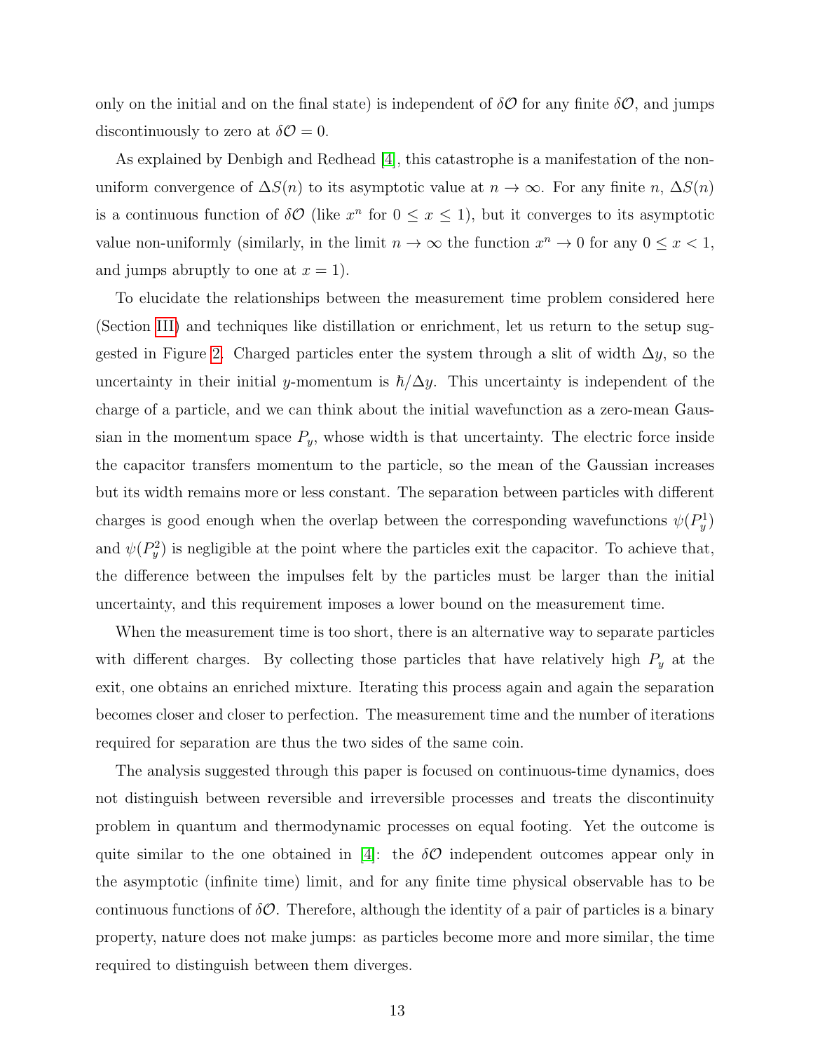only on the initial and on the final state) is independent of $\delta\mathcal{O}$ for any finite $\delta\mathcal{O}$, and jumps discontinuously to zero at $\delta\mathcal{O} = 0$.

As explained by Denbigh and Redhead [4], this catastrophe is a manifestation of the non-uniform convergence of $\Delta S(n)$ to its asymptotic value at $n \to \infty$. For any finite $n$, $\Delta S(n)$ is a continuous function of $\delta\mathcal{O}$ (like $x^n$ for $0 \leq x \leq 1$), but it converges to its asymptotic value non-uniformly (similarly, in the limit $n \to \infty$ the function $x^n \to 0$ for any $0 \leq x < 1$, and jumps abruptly to one at $x = 1$).

To elucidate the relationships between the measurement time problem considered here (Section III) and techniques like distillation or enrichment, let us return to the setup suggested in Figure 2. Charged particles enter the system through a slit of width $\Delta y$, so the uncertainty in their initial $y$-momentum is $\hbar/\Delta y$. This uncertainty is independent of the charge of a particle, and we can think about the initial wavefunction as a zero-mean Gaussian in the momentum space $P_y$, whose width is that uncertainty. The electric force inside the capacitor transfers momentum to the particle, so the mean of the Gaussian increases but its width remains more or less constant. The separation between particles with different charges is good enough when the overlap between the corresponding wavefunctions $\psi(P_y^1)$ and $\psi(P_y^2)$ is negligible at the point where the particles exit the capacitor. To achieve that, the difference between the impulses felt by the particles must be larger than the initial uncertainty, and this requirement imposes a lower bound on the measurement time.

When the measurement time is too short, there is an alternative way to separate particles with different charges. By collecting those particles that have relatively high $P_y$ at the exit, one obtains an enriched mixture. Iterating this process again and again the separation becomes closer and closer to perfection. The measurement time and the number of iterations required for separation are thus the two sides of the same coin.

The analysis suggested through this paper is focused on continuous-time dynamics, does not distinguish between reversible and irreversible processes and treats the discontinuity problem in quantum and thermodynamic processes on equal footing. Yet the outcome is quite similar to the one obtained in [4]: the $\delta\mathcal{O}$ independent outcomes appear only in the asymptotic (infinite time) limit, and for any finite time physical observable has to be continuous functions of $\delta\mathcal{O}$. Therefore, although the identity of a pair of particles is a binary property, nature does not make jumps: as particles become more and more similar, the time required to distinguish between them diverges.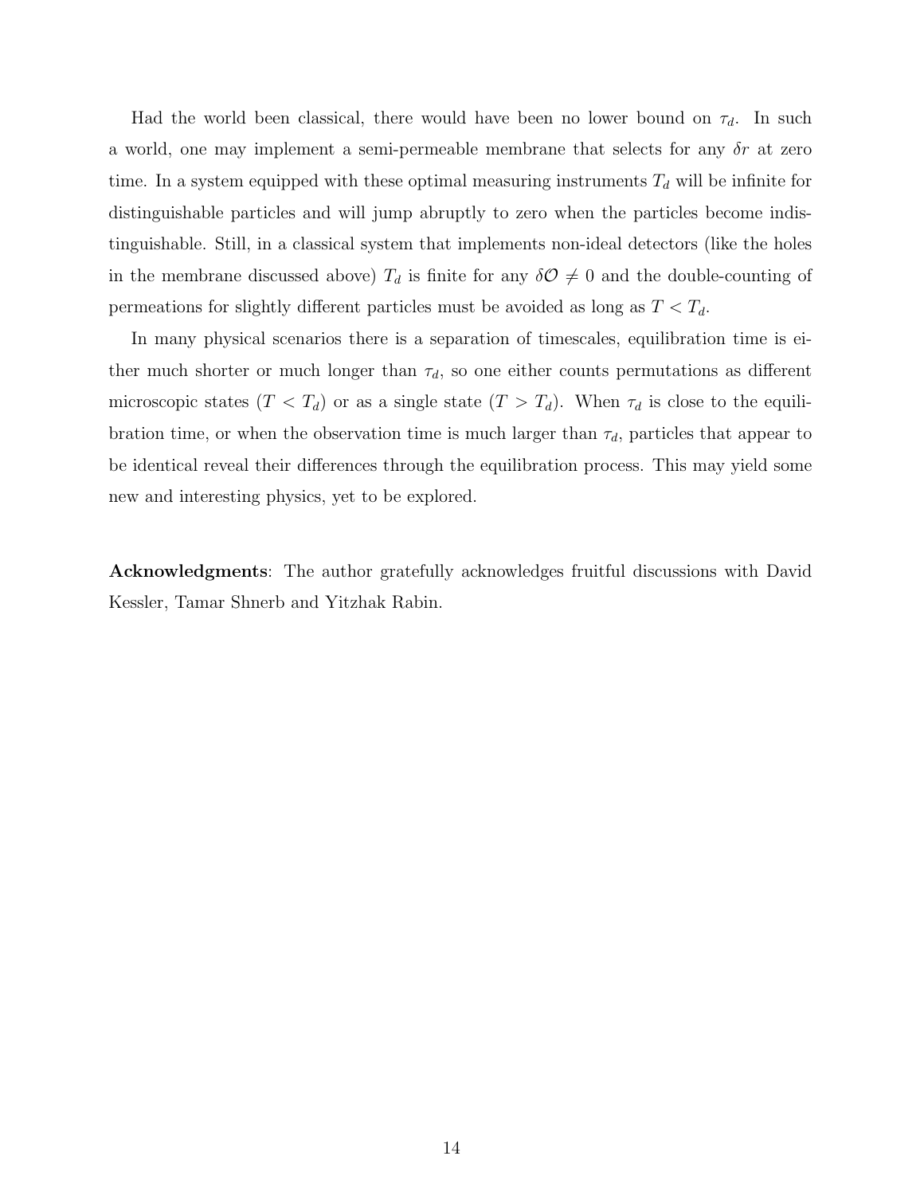Had the world been classical, there would have been no lower bound on $\tau_d$. In such a world, one may implement a semi-permeable membrane that selects for any $\delta r$ at zero time. In a system equipped with these optimal measuring instruments $T_d$ will be infinite for distinguishable particles and will jump abruptly to zero when the particles become indistinguishable. Still, in a classical system that implements non-ideal detectors (like the holes in the membrane discussed above) $T_d$ is finite for any $\delta \mathcal{O} \neq 0$ and the double-counting of permeations for slightly different particles must be avoided as long as $T < T_d$.

In many physical scenarios there is a separation of timescales, equilibration time is either much shorter or much longer than $\tau_d$, so one either counts permutations as different microscopic states ($T < T_d$) or as a single state ($T > T_d$). When $\tau_d$ is close to the equilibration time, or when the observation time is much larger than $\tau_d$, particles that appear to be identical reveal their differences through the equilibration process. This may yield some new and interesting physics, yet to be explored.

**Acknowledgments**: The author gratefully acknowledges fruitful discussions with David Kessler, Tamar Shnerb and Yitzhak Rabin.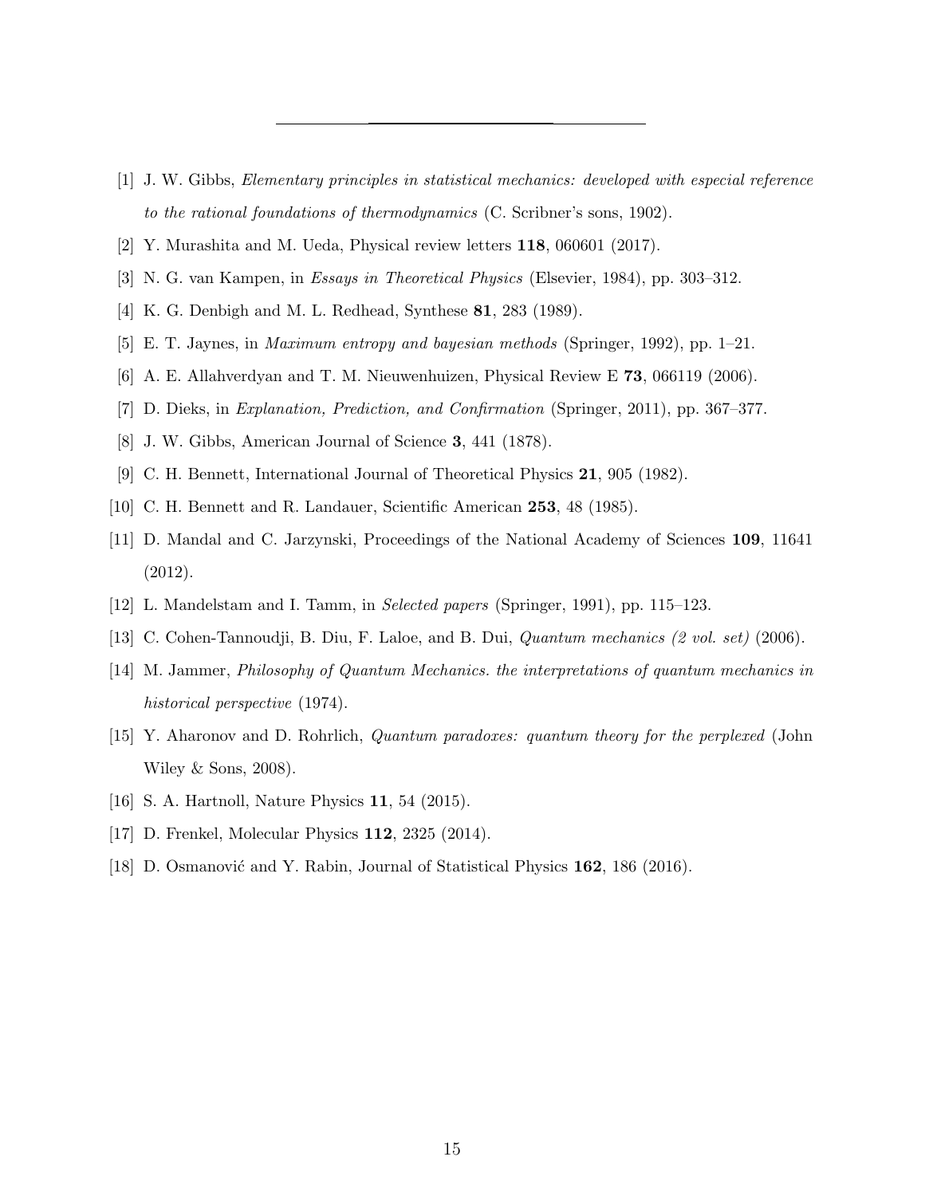---

[1] J. W. Gibbs, *Elementary principles in statistical mechanics: developed with especial reference to the rational foundations of thermodynamics* (C. Scribner's sons, 1902).

[2] Y. Murashita and M. Ueda, Physical review letters **118**, 060601 (2017).

[3] N. G. van Kampen, in *Essays in Theoretical Physics* (Elsevier, 1984), pp. 303–312.

[4] K. G. Denbigh and M. L. Redhead, Synthese **81**, 283 (1989).

[5] E. T. Jaynes, in *Maximum entropy and bayesian methods* (Springer, 1992), pp. 1–21.

[6] A. E. Allahverdyan and T. M. Nieuwenhuizen, Physical Review E **73**, 066119 (2006).

[7] D. Dieks, in *Explanation, Prediction, and Confirmation* (Springer, 2011), pp. 367–377.

[8] J. W. Gibbs, American Journal of Science **3**, 441 (1878).

[9] C. H. Bennett, International Journal of Theoretical Physics **21**, 905 (1982).

[10] C. H. Bennett and R. Landauer, Scientific American **253**, 48 (1985).

[11] D. Mandal and C. Jarzynski, Proceedings of the National Academy of Sciences **109**, 11641 (2012).

[12] L. Mandelstam and I. Tamm, in *Selected papers* (Springer, 1991), pp. 115–123.

[13] C. Cohen-Tannoudji, B. Diu, F. Laloe, and B. Dui, *Quantum mechanics (2 vol. set)* (2006).

[14] M. Jammer, *Philosophy of Quantum Mechanics. the interpretations of quantum mechanics in historical perspective* (1974).

[15] Y. Aharonov and D. Rohrlich, *Quantum paradoxes: quantum theory for the perplexed* (John Wiley & Sons, 2008).

[16] S. A. Hartnoll, Nature Physics **11**, 54 (2015).

[17] D. Frenkel, Molecular Physics **112**, 2325 (2014).

[18] D. Osmanović and Y. Rabin, Journal of Statistical Physics **162**, 186 (2016).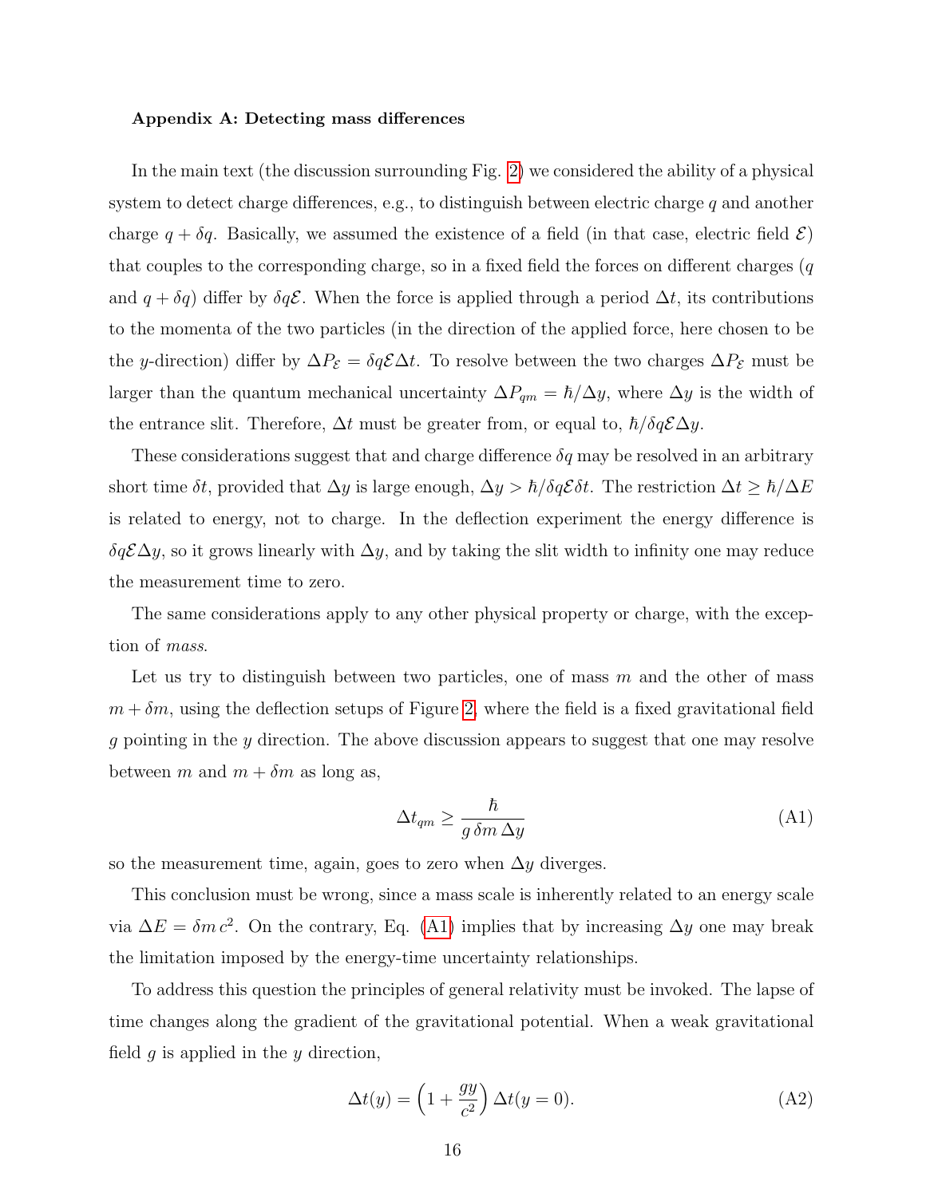**Appendix A: Detecting mass differences**

In the main text (the discussion surrounding Fig. 2) we considered the ability of a physical system to detect charge differences, e.g., to distinguish between electric charge $q$ and another charge $q + \delta q$. Basically, we assumed the existence of a field (in that case, electric field $\mathcal{E}$) that couples to the corresponding charge, so in a fixed field the forces on different charges ($q$ and $q + \delta q$) differ by $\delta q \mathcal{E}$. When the force is applied through a period $\Delta t$, its contributions to the momenta of the two particles (in the direction of the applied force, here chosen to be the $y$-direction) differ by $\Delta P_{\mathcal{E}} = \delta q \mathcal{E} \Delta t$. To resolve between the two charges $\Delta P_{\mathcal{E}}$ must be larger than the quantum mechanical uncertainty $\Delta P_{qm} = \hbar/\Delta y$, where $\Delta y$ is the width of the entrance slit. Therefore, $\Delta t$ must be greater from, or equal to, $\hbar/\delta q \mathcal{E} \Delta y$.

These considerations suggest that and charge difference $\delta q$ may be resolved in an arbitrary short time $\delta t$, provided that $\Delta y$ is large enough, $\Delta y > \hbar/\delta q \mathcal{E} \delta t$. The restriction $\Delta t \geq \hbar/\Delta E$ is related to energy, not to charge. In the deflection experiment the energy difference is $\delta q \mathcal{E} \Delta y$, so it grows linearly with $\Delta y$, and by taking the slit width to infinity one may reduce the measurement time to zero.

The same considerations apply to any other physical property or charge, with the exception of *mass*.

Let us try to distinguish between two particles, one of mass $m$ and the other of mass $m + \delta m$, using the deflection setups of Figure 2, where the field is a fixed gravitational field $g$ pointing in the $y$ direction. The above discussion appears to suggest that one may resolve between $m$ and $m + \delta m$ as long as,

$$\Delta t_{qm} \geq \frac{\hbar}{g \, \delta m \, \Delta y} \tag{A1}$$

so the measurement time, again, goes to zero when $\Delta y$ diverges.

This conclusion must be wrong, since a mass scale is inherently related to an energy scale via $\Delta E = \delta m \, c^2$. On the contrary, Eq. (A1) implies that by increasing $\Delta y$ one may break the limitation imposed by the energy-time uncertainty relationships.

To address this question the principles of general relativity must be invoked. The lapse of time changes along the gradient of the gravitational potential. When a weak gravitational field $g$ is applied in the $y$ direction,

$$\Delta t(y) = \left(1 + \frac{gy}{c^2}\right) \Delta t(y = 0). \tag{A2}$$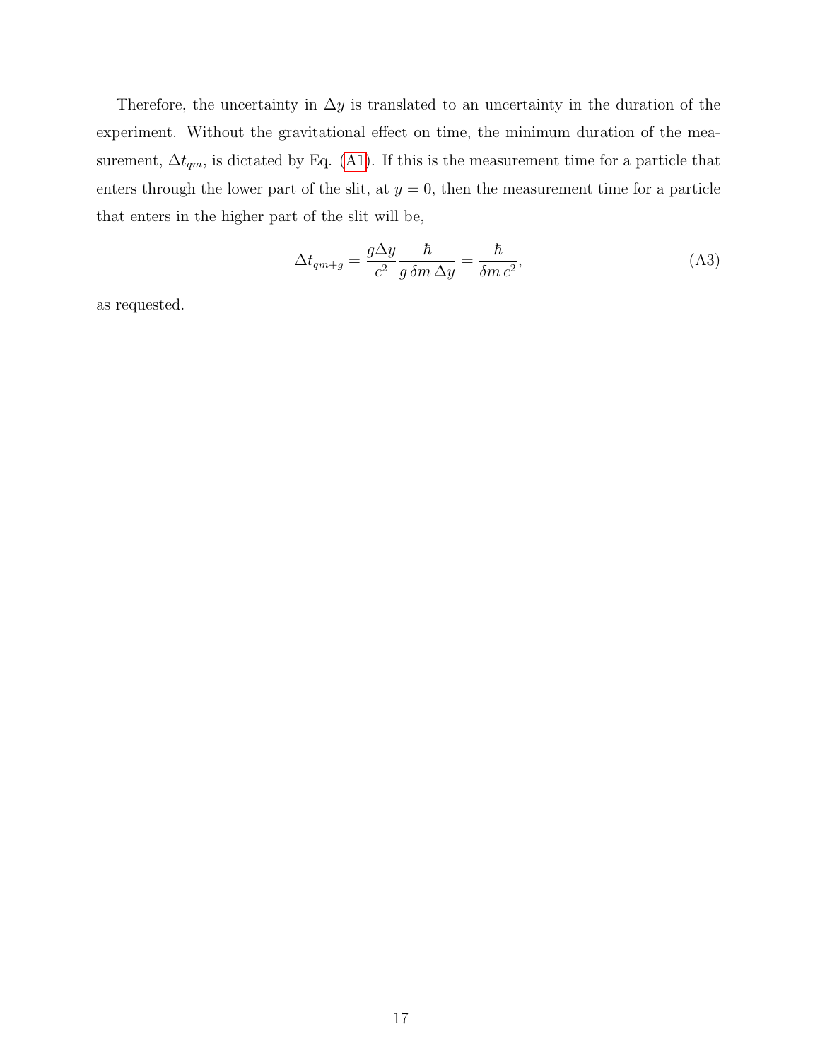Therefore, the uncertainty in $\Delta y$ is translated to an uncertainty in the duration of the experiment. Without the gravitational effect on time, the minimum duration of the measurement, $\Delta t_{qm}$, is dictated by Eq. (A1). If this is the measurement time for a particle that enters through the lower part of the slit, at $y = 0$, then the measurement time for a particle that enters in the higher part of the slit will be,

$$\Delta t_{qm+g} = \frac{g\Delta y}{c^2} \frac{\hbar}{g\,\delta m\,\Delta y} = \frac{\hbar}{\delta m\,c^2}, \tag{A3}$$

as requested.